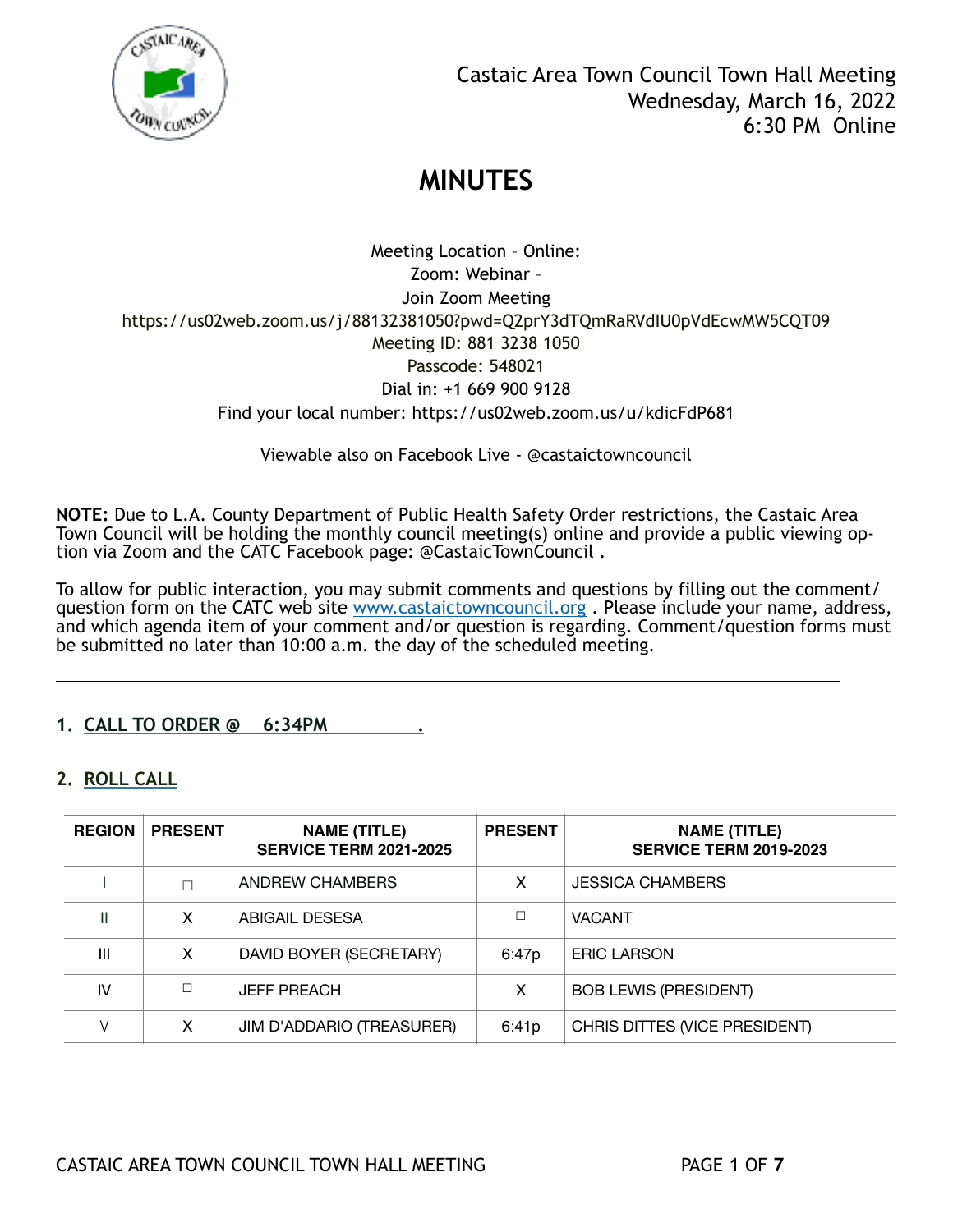Castaic Area Town Council Town Hall Meeting
Wednesday, March 16, 2022
6:30 PM Online

# MINUTES

Meeting Location – Online:
Zoom: Webinar –
Join Zoom Meeting
https://us02web.zoom.us/j/88132381050?pwd=Q2prY3dTQmRaRVdIU0pVdEcwMW5CQT09
Meeting ID: 881 3238 1050
Passcode: 548021
Dial in: +1 669 900 9128
Find your local number: https://us02web.zoom.us/u/kdicFdP681

Viewable also on Facebook Live - @castaictowncouncil

---

**NOTE:** Due to L.A. County Department of Public Health Safety Order restrictions, the Castaic Area Town Council will be holding the monthly council meeting(s) online and provide a public viewing option via Zoom and the CATC Facebook page: @CastaicTownCouncil .

To allow for public interaction, you may submit comments and questions by filling out the comment/question form on the CATC web site www.castaictowncouncil.org . Please include your name, address, and which agenda item of your comment and/or question is regarding. Comment/question forms must be submitted no later than 10:00 a.m. the day of the scheduled meeting.

---

## 1. CALL TO ORDER @ 6:34PM .

## 2. ROLL CALL

| REGION | PRESENT | NAME (TITLE) SERVICE TERM 2021-2025 | PRESENT | NAME (TITLE) SERVICE TERM 2019-2023 |
|---|---|---|---|---|
| I | ☐ | ANDREW CHAMBERS | X | JESSICA CHAMBERS |
| II | X | ABIGAIL DESESA | ☐ | VACANT |
| III | X | DAVID BOYER (SECRETARY) | 6:47p | ERIC LARSON |
| IV | ☐ | JEFF PREACH | X | BOB LEWIS (PRESIDENT) |
| V | X | JIM D'ADDARIO (TREASURER) | 6:41p | CHRIS DITTES (VICE PRESIDENT) |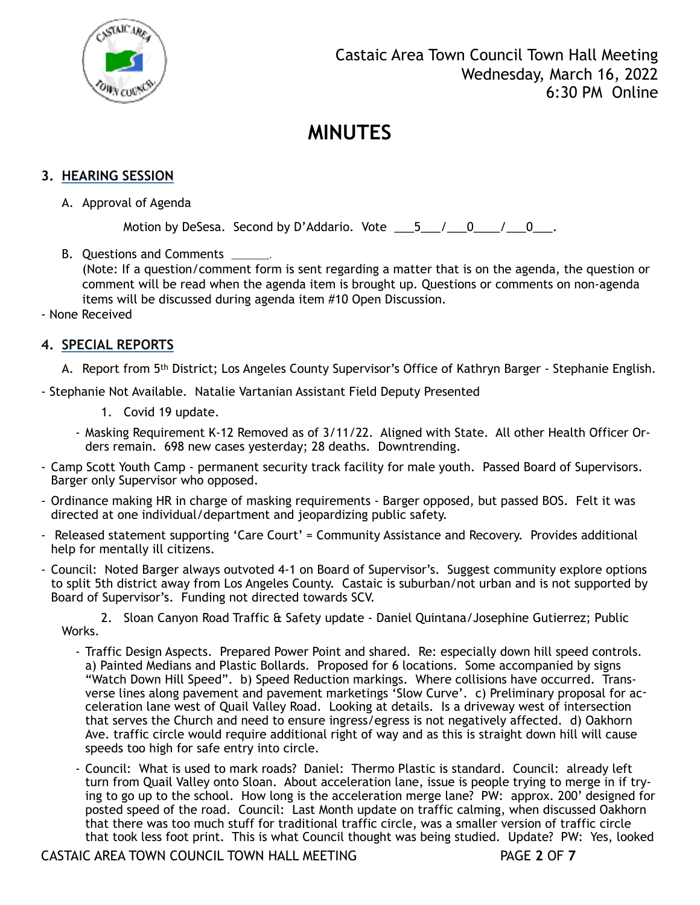Castaic Area Town Council Town Hall Meeting
Wednesday, March 16, 2022
6:30 PM Online

# MINUTES

## 3. HEARING SESSION

A. Approval of Agenda

Motion by DeSesa. Second by D'Addario. Vote ___5___/___0____/___0___.

B. Questions and Comments ______.
(Note: If a question/comment form is sent regarding a matter that is on the agenda, the question or comment will be read when the agenda item is brought up. Questions or comments on non-agenda items will be discussed during agenda item #10 Open Discussion.

- None Received

## 4. SPECIAL REPORTS

A. Report from 5th District; Los Angeles County Supervisor's Office of Kathryn Barger - Stephanie English.

- Stephanie Not Available. Natalie Vartanian Assistant Field Deputy Presented

1. Covid 19 update.

- Masking Requirement K-12 Removed as of 3/11/22. Aligned with State. All other Health Officer Orders remain. 698 new cases yesterday; 28 deaths. Downtrending.

- Camp Scott Youth Camp - permanent security track facility for male youth. Passed Board of Supervisors. Barger only Supervisor who opposed.
- Ordinance making HR in charge of masking requirements - Barger opposed, but passed BOS. Felt it was directed at one individual/department and jeopardizing public safety.
- Released statement supporting 'Care Court' = Community Assistance and Recovery. Provides additional help for mentally ill citizens.
- Council: Noted Barger always outvoted 4-1 on Board of Supervisor's. Suggest community explore options to split 5th district away from Los Angeles County. Castaic is suburban/not urban and is not supported by Board of Supervisor's. Funding not directed towards SCV.

2. Sloan Canyon Road Traffic & Safety update - Daniel Quintana/Josephine Gutierrez; Public Works.

- Traffic Design Aspects. Prepared Power Point and shared. Re: especially down hill speed controls. a) Painted Medians and Plastic Bollards. Proposed for 6 locations. Some accompanied by signs "Watch Down Hill Speed". b) Speed Reduction markings. Where collisions have occurred. Transverse lines along pavement and pavement marketings 'Slow Curve'. c) Preliminary proposal for acceleration lane west of Quail Valley Road. Looking at details. Is a driveway west of intersection that serves the Church and need to ensure ingress/egress is not negatively affected. d) Oakhorn Ave. traffic circle would require additional right of way and as this is straight down hill will cause speeds too high for safe entry into circle.
- Council: What is used to mark roads? Daniel: Thermo Plastic is standard. Council: already left turn from Quail Valley onto Sloan. About acceleration lane, issue is people trying to merge in if trying to go up to the school. How long is the acceleration merge lane? PW: approx. 200' designed for posted speed of the road. Council: Last Month update on traffic calming, when discussed Oakhorn that there was too much stuff for traditional traffic circle, was a smaller version of traffic circle that took less foot print. This is what Council thought was being studied. Update? PW: Yes, looked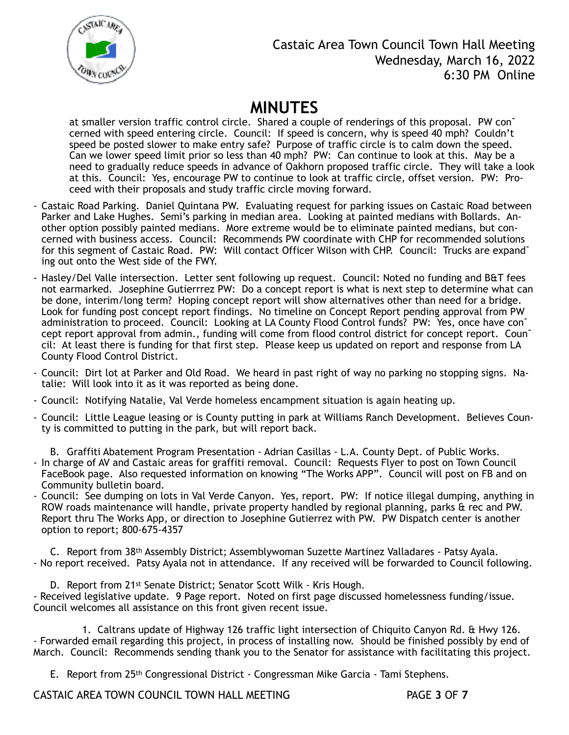# MINUTES

at smaller version traffic control circle. Shared a couple of renderings of this proposal. PW concerned with speed entering circle. Council: If speed is concern, why is speed 40 mph? Couldn't speed be posted slower to make entry safe? Purpose of traffic circle is to calm down the speed. Can we lower speed limit prior so less than 40 mph? PW: Can continue to look at this. May be a need to gradually reduce speeds in advance of Oakhorn proposed traffic circle. They will take a look at this. Council: Yes, encourage PW to continue to look at traffic circle, offset version. PW: Proceed with their proposals and study traffic circle moving forward.

- Castaic Road Parking. Daniel Quintana PW. Evaluating request for parking issues on Castaic Road between Parker and Lake Hughes. Semi's parking in median area. Looking at painted medians with Bollards. Another option possibly painted medians. More extreme would be to eliminate painted medians, but concerned with business access. Council: Recommends PW coordinate with CHP for recommended solutions for this segment of Castaic Road. PW: Will contact Officer Wilson with CHP. Council: Trucks are expanding out onto the West side of the FWY.
- Hasley/Del Valle intersection. Letter sent following up request. Council: Noted no funding and B&T fees not earmarked. Josephine Gutierrrez PW: Do a concept report is what is next step to determine what can be done, interim/long term? Hoping concept report will show alternatives other than need for a bridge. Look for funding post concept report findings. No timeline on Concept Report pending approval from PW administration to proceed. Council: Looking at LA County Flood Control funds? PW: Yes, once have concept report approval from admin., funding will come from flood control district for concept report. Council: At least there is funding for that first step. Please keep us updated on report and response from LA County Flood Control District.
- Council: Dirt lot at Parker and Old Road. We heard in past right of way no parking no stopping signs. Natalie: Will look into it as it was reported as being done.
- Council: Notifying Natalie, Val Verde homeless encampment situation is again heating up.
- Council: Little League leasing or is County putting in park at Williams Ranch Development. Believes County is committed to putting in the park, but will report back.

B. Graffiti Abatement Program Presentation - Adrian Casillas - L.A. County Dept. of Public Works.

- In charge of AV and Castaic areas for graffiti removal. Council: Requests Flyer to post on Town Council FaceBook page. Also requested information on knowing "The Works APP". Council will post on FB and on Community bulletin board.
- Council: See dumping on lots in Val Verde Canyon. Yes, report. PW: If notice illegal dumping, anything in ROW roads maintenance will handle, private property handled by regional planning, parks & rec and PW. Report thru The Works App, or direction to Josephine Gutierrez with PW. PW Dispatch center is another option to report; 800-675-4357

C. Report from 38th Assembly District; Assemblywoman Suzette Martinez Valladares - Patsy Ayala.

- No report received. Patsy Ayala not in attendance. If any received will be forwarded to Council following.

D. Report from 21st Senate District; Senator Scott Wilk - Kris Hough.

- Received legislative update. 9 Page report. Noted on first page discussed homelessness funding/issue. Council welcomes all assistance on this front given recent issue.

1. Caltrans update of Highway 126 traffic light intersection of Chiquito Canyon Rd. & Hwy 126.

- Forwarded email regarding this project, in process of installing now. Should be finished possibly by end of March. Council: Recommends sending thank you to the Senator for assistance with facilitating this project.

E. Report from 25th Congressional District - Congressman Mike Garcia - Tami Stephens.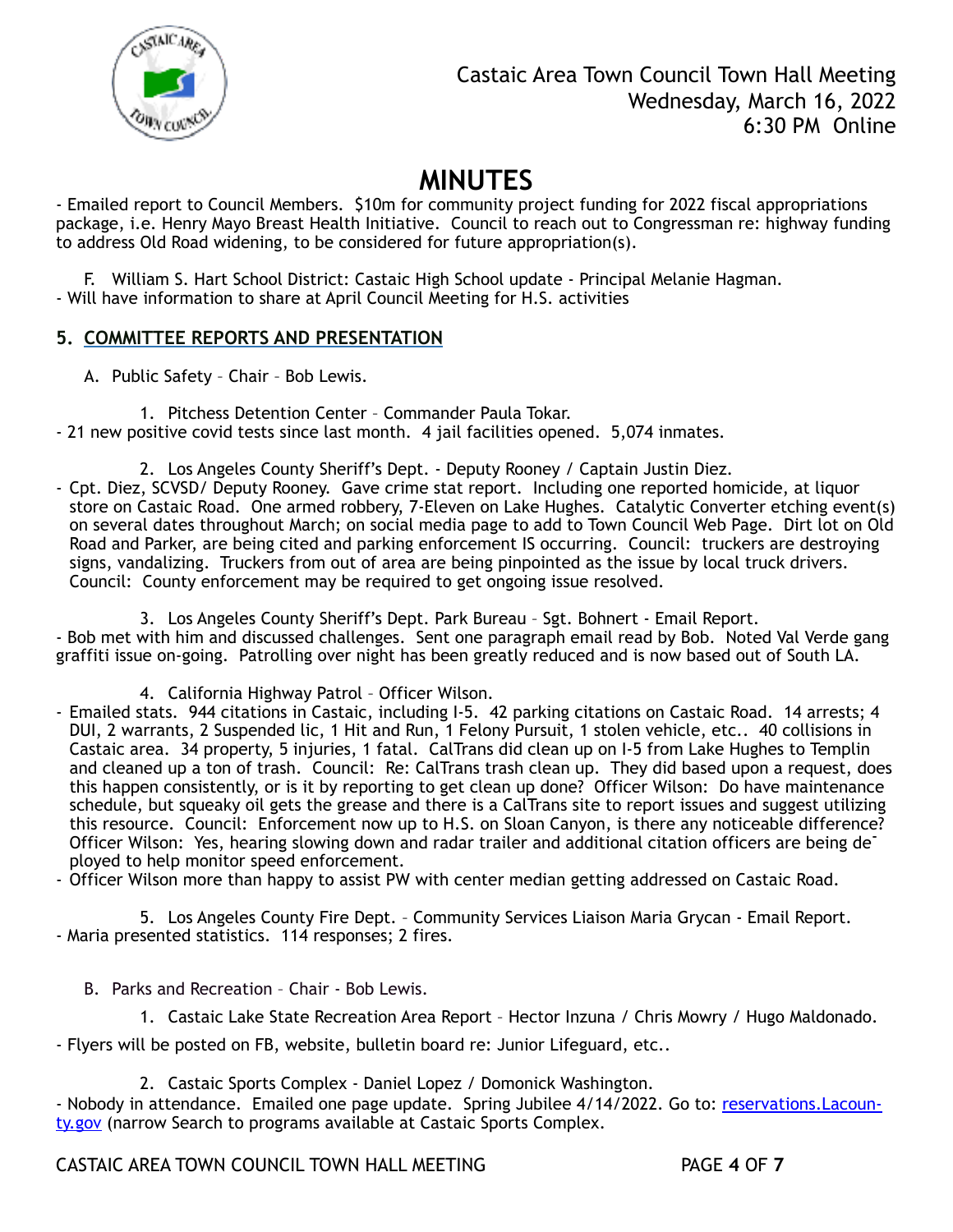Castaic Area Town Council Town Hall Meeting
Wednesday, March 16, 2022
6:30 PM Online

# MINUTES

- Emailed report to Council Members. $10m for community project funding for 2022 fiscal appropriations package, i.e. Henry Mayo Breast Health Initiative. Council to reach out to Congressman re: highway funding to address Old Road widening, to be considered for future appropriation(s).

F. William S. Hart School District: Castaic High School update - Principal Melanie Hagman.
- Will have information to share at April Council Meeting for H.S. activities

## 5. COMMITTEE REPORTS AND PRESENTATION

A. Public Safety – Chair – Bob Lewis.

1. Pitchess Detention Center – Commander Paula Tokar.
- 21 new positive covid tests since last month. 4 jail facilities opened. 5,074 inmates.

2. Los Angeles County Sheriff's Dept. - Deputy Rooney / Captain Justin Diez.
- Cpt. Diez, SCVSD/ Deputy Rooney. Gave crime stat report. Including one reported homicide, at liquor store on Castaic Road. One armed robbery, 7-Eleven on Lake Hughes. Catalytic Converter etching event(s) on several dates throughout March; on social media page to add to Town Council Web Page. Dirt lot on Old Road and Parker, are being cited and parking enforcement IS occurring. Council: truckers are destroying signs, vandalizing. Truckers from out of area are being pinpointed as the issue by local truck drivers. Council: County enforcement may be required to get ongoing issue resolved.

3. Los Angeles County Sheriff's Dept. Park Bureau – Sgt. Bohnert - Email Report.
- Bob met with him and discussed challenges. Sent one paragraph email read by Bob. Noted Val Verde gang graffiti issue on-going. Patrolling over night has been greatly reduced and is now based out of South LA.

4. California Highway Patrol – Officer Wilson.
- Emailed stats. 944 citations in Castaic, including I-5. 42 parking citations on Castaic Road. 14 arrests; 4 DUI, 2 warrants, 2 Suspended lic, 1 Hit and Run, 1 Felony Pursuit, 1 stolen vehicle, etc.. 40 collisions in Castaic area. 34 property, 5 injuries, 1 fatal. CalTrans did clean up on I-5 from Lake Hughes to Templin and cleaned up a ton of trash. Council: Re: CalTrans trash clean up. They did based upon a request, does this happen consistently, or is it by reporting to get clean up done? Officer Wilson: Do have maintenance schedule, but squeaky oil gets the grease and there is a CalTrans site to report issues and suggest utilizing this resource. Council: Enforcement now up to H.S. on Sloan Canyon, is there any noticeable difference? Officer Wilson: Yes, hearing slowing down and radar trailer and additional citation officers are being deployed to help monitor speed enforcement.
- Officer Wilson more than happy to assist PW with center median getting addressed on Castaic Road.

5. Los Angeles County Fire Dept. – Community Services Liaison Maria Grycan - Email Report.
- Maria presented statistics. 114 responses; 2 fires.

B. Parks and Recreation – Chair - Bob Lewis.

1. Castaic Lake State Recreation Area Report – Hector Inzuna / Chris Mowry / Hugo Maldonado.
- Flyers will be posted on FB, website, bulletin board re: Junior Lifeguard, etc..

2. Castaic Sports Complex - Daniel Lopez / Domonick Washington.
- Nobody in attendance. Emailed one page update. Spring Jubilee 4/14/2022. Go to: reservations.Lacounty.gov (narrow Search to programs available at Castaic Sports Complex.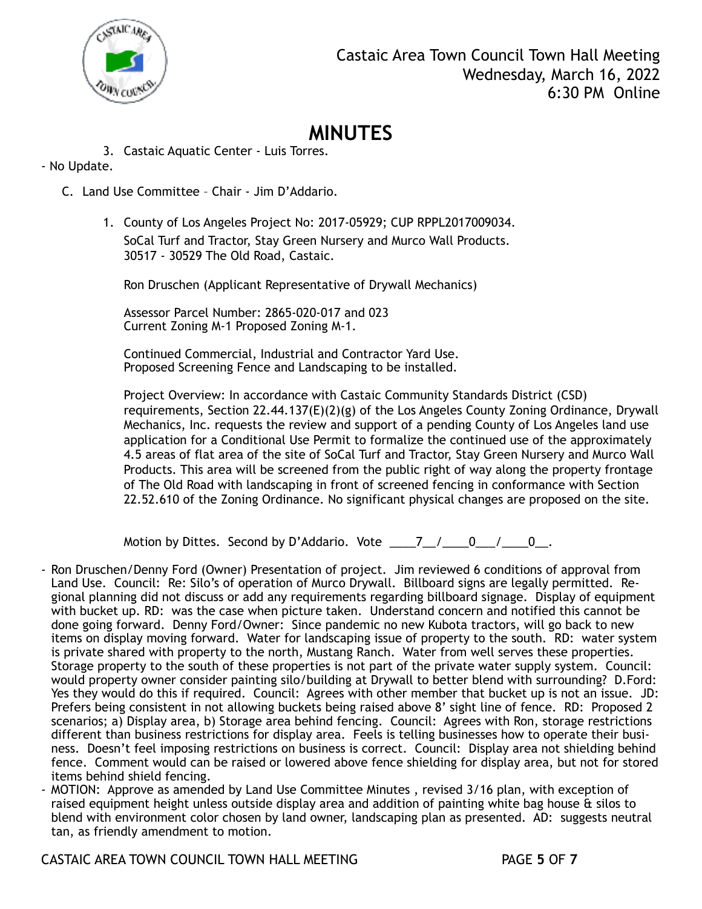# MINUTES

3. Castaic Aquatic Center - Luis Torres.

- No Update.

C. Land Use Committee – Chair - Jim D'Addario.

1. County of Los Angeles Project No: 2017-05929; CUP RPPL2017009034.
   SoCal Turf and Tractor, Stay Green Nursery and Murco Wall Products.
   30517 - 30529 The Old Road, Castaic.

   Ron Druschen (Applicant Representative of Drywall Mechanics)

   Assessor Parcel Number: 2865-020-017 and 023
   Current Zoning M-1 Proposed Zoning M-1.

   Continued Commercial, Industrial and Contractor Yard Use.
   Proposed Screening Fence and Landscaping to be installed.

   Project Overview: In accordance with Castaic Community Standards District (CSD) requirements, Section 22.44.137(E)(2)(g) of the Los Angeles County Zoning Ordinance, Drywall Mechanics, Inc. requests the review and support of a pending County of Los Angeles land use application for a Conditional Use Permit to formalize the continued use of the approximately 4.5 areas of flat area of the site of SoCal Turf and Tractor, Stay Green Nursery and Murco Wall Products. This area will be screened from the public right of way along the property frontage of The Old Road with landscaping in front of screened fencing in conformance with Section 22.52.610 of the Zoning Ordinance. No significant physical changes are proposed on the site.

   Motion by Dittes. Second by D'Addario. Vote \_\_\_\_7\_\_/\_\_\_\_0\_\_\_/\_\_\_\_0\_\_.

- Ron Druschen/Denny Ford (Owner) Presentation of project. Jim reviewed 6 conditions of approval from Land Use. Council: Re: Silo's of operation of Murco Drywall. Billboard signs are legally permitted. Regional planning did not discuss or add any requirements regarding billboard signage. Display of equipment with bucket up. RD: was the case when picture taken. Understand concern and notified this cannot be done going forward. Denny Ford/Owner: Since pandemic no new Kubota tractors, will go back to new items on display moving forward. Water for landscaping issue of property to the south. RD: water system is private shared with property to the north, Mustang Ranch. Water from well serves these properties. Storage property to the south of these properties is not part of the private water supply system. Council: would property owner consider painting silo/building at Drywall to better blend with surrounding? D.Ford: Yes they would do this if required. Council: Agrees with other member that bucket up is not an issue. JD: Prefers being consistent in not allowing buckets being raised above 8' sight line of fence. RD: Proposed 2 scenarios; a) Display area, b) Storage area behind fencing. Council: Agrees with Ron, storage restrictions different than business restrictions for display area. Feels is telling businesses how to operate their business. Doesn't feel imposing restrictions on business is correct. Council: Display area not shielding behind fence. Comment would can be raised or lowered above fence shielding for display area, but not for stored items behind shield fencing.
- MOTION: Approve as amended by Land Use Committee Minutes , revised 3/16 plan, with exception of raised equipment height unless outside display area and addition of painting white bag house & silos to blend with environment color chosen by land owner, landscaping plan as presented. AD: suggests neutral tan, as friendly amendment to motion.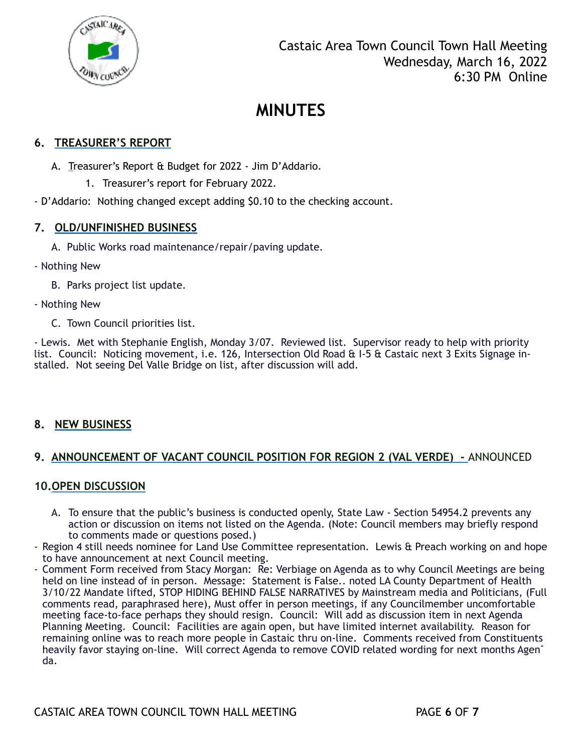Castaic Area Town Council Town Hall Meeting
Wednesday, March 16, 2022
6:30 PM Online

# MINUTES

## 6. TREASURER'S REPORT

A. Treasurer's Report & Budget for 2022 - Jim D'Addario.

1. Treasurer's report for February 2022.

- D'Addario: Nothing changed except adding $0.10 to the checking account.

## 7. OLD/UNFINISHED BUSINESS

A. Public Works road maintenance/repair/paving update.

- Nothing New

B. Parks project list update.

- Nothing New

C. Town Council priorities list.

- Lewis. Met with Stephanie English, Monday 3/07. Reviewed list. Supervisor ready to help with priority list. Council: Noticing movement, i.e. 126, Intersection Old Road & I-5 & Castaic next 3 Exits Signage installed. Not seeing Del Valle Bridge on list, after discussion will add.

## 8. NEW BUSINESS

## 9. ANNOUNCEMENT OF VACANT COUNCIL POSITION FOR REGION 2 (VAL VERDE) - ANNOUNCED

## 10. OPEN DISCUSSION

A. To ensure that the public's business is conducted openly, State Law - Section 54954.2 prevents any action or discussion on items not listed on the Agenda. (Note: Council members may briefly respond to comments made or questions posed.)

- Region 4 still needs nominee for Land Use Committee representation. Lewis & Preach working on and hope to have announcement at next Council meeting.
- Comment Form received from Stacy Morgan: Re: Verbiage on Agenda as to why Council Meetings are being held on line instead of in person. Message: Statement is False.. noted LA County Department of Health 3/10/22 Mandate lifted, STOP HIDING BEHIND FALSE NARRATIVES by Mainstream media and Politicians, (Full comments read, paraphrased here), Must offer in person meetings, if any Councilmember uncomfortable meeting face-to-face perhaps they should resign. Council: Will add as discussion item in next Agenda Planning Meeting. Council: Facilities are again open, but have limited internet availability. Reason for remaining online was to reach more people in Castaic thru on-line. Comments received from Constituents heavily favor staying on-line. Will correct Agenda to remove COVID related wording for next months Agenda.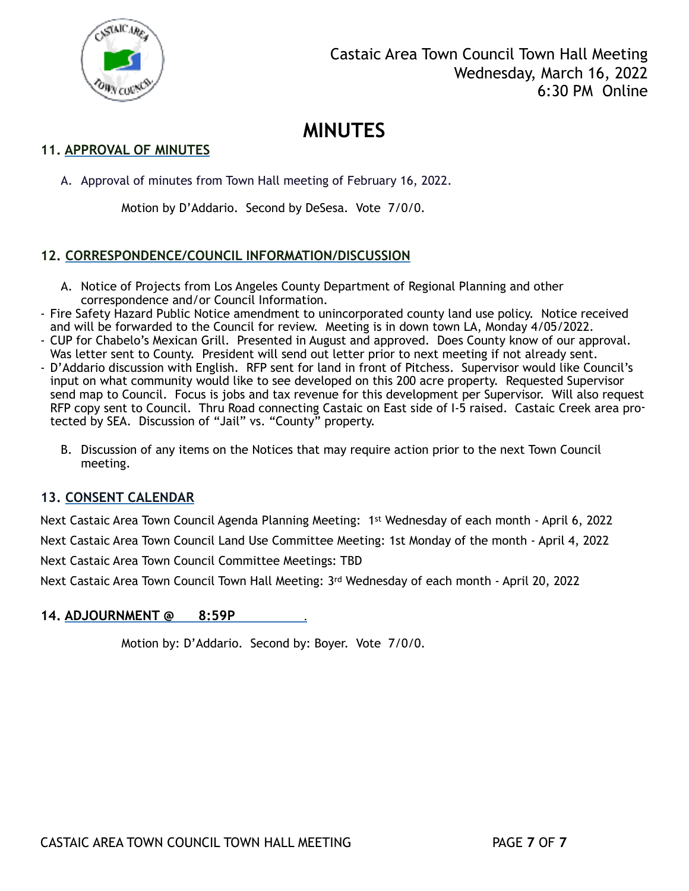Castaic Area Town Council Town Hall Meeting
Wednesday, March 16, 2022
6:30 PM Online

# MINUTES

### 11. APPROVAL OF MINUTES

A. Approval of minutes from Town Hall meeting of February 16, 2022.

Motion by D'Addario. Second by DeSesa. Vote 7/0/0.

### 12. CORRESPONDENCE/COUNCIL INFORMATION/DISCUSSION

A. Notice of Projects from Los Angeles County Department of Regional Planning and other correspondence and/or Council Information.

- Fire Safety Hazard Public Notice amendment to unincorporated county land use policy. Notice received and will be forwarded to the Council for review. Meeting is in down town LA, Monday 4/05/2022.
- CUP for Chabelo's Mexican Grill. Presented in August and approved. Does County know of our approval. Was letter sent to County. President will send out letter prior to next meeting if not already sent.
- D'Addario discussion with English. RFP sent for land in front of Pitchess. Supervisor would like Council's input on what community would like to see developed on this 200 acre property. Requested Supervisor send map to Council. Focus is jobs and tax revenue for this development per Supervisor. Will also request RFP copy sent to Council. Thru Road connecting Castaic on East side of I-5 raised. Castaic Creek area protected by SEA. Discussion of "Jail" vs. "County" property.

B. Discussion of any items on the Notices that may require action prior to the next Town Council meeting.

### 13. CONSENT CALENDAR

Next Castaic Area Town Council Agenda Planning Meeting: 1st Wednesday of each month - April 6, 2022

Next Castaic Area Town Council Land Use Committee Meeting: 1st Monday of the month - April 4, 2022

Next Castaic Area Town Council Committee Meetings: TBD

Next Castaic Area Town Council Town Hall Meeting: 3rd Wednesday of each month - April 20, 2022

### 14. ADJOURNMENT @ 8:59P.

Motion by: D'Addario. Second by: Boyer. Vote 7/0/0.